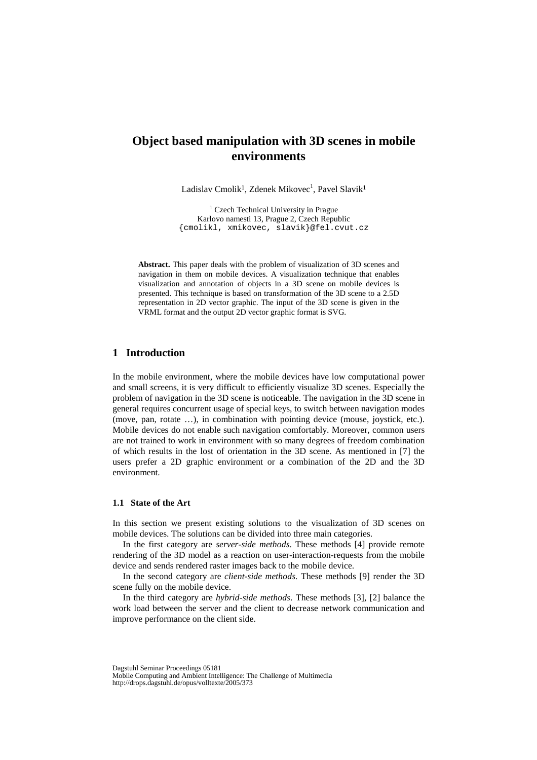# Object based manipulation with 3D scenes in mobile environments

Ladislav Cmolik[1], Zdenek Mikovec[1], Pavel Slavik[1]

[1] Czech Technical University in Prague
Karlovo namesti 13, Prague 2, Czech Republic
{cmolikl, xmikovec, slavik}@fel.cvut.cz

**Abstract.** This paper deals with the problem of visualization of 3D scenes and navigation in them on mobile devices. A visualization technique that enables visualization and annotation of objects in a 3D scene on mobile devices is presented. This technique is based on transformation of the 3D scene to a 2.5D representation in 2D vector graphic. The input of the 3D scene is given in the VRML format and the output 2D vector graphic format is SVG.

## 1 Introduction

In the mobile environment, where the mobile devices have low computational power and small screens, it is very difficult to efficiently visualize 3D scenes. Especially the problem of navigation in the 3D scene is noticeable. The navigation in the 3D scene in general requires concurrent usage of special keys, to switch between navigation modes (move, pan, rotate …), in combination with pointing device (mouse, joystick, etc.). Mobile devices do not enable such navigation comfortably. Moreover, common users are not trained to work in environment with so many degrees of freedom combination of which results in the lost of orientation in the 3D scene. As mentioned in [7] the users prefer a 2D graphic environment or a combination of the 2D and the 3D environment.

### 1.1 State of the Art

In this section we present existing solutions to the visualization of 3D scenes on mobile devices. The solutions can be divided into three main categories.

In the first category are *server-side methods*. These methods [4] provide remote rendering of the 3D model as a reaction on user-interaction-requests from the mobile device and sends rendered raster images back to the mobile device.

In the second category are *client-side methods*. These methods [9] render the 3D scene fully on the mobile device.

In the third category are *hybrid-side methods*. These methods [3], [2] balance the work load between the server and the client to decrease network communication and improve performance on the client side.

Dagstuhl Seminar Proceedings 05181
Mobile Computing and Ambient Intelligence: The Challenge of Multimedia
http://drops.dagstuhl.de/opus/volltexte/2005/373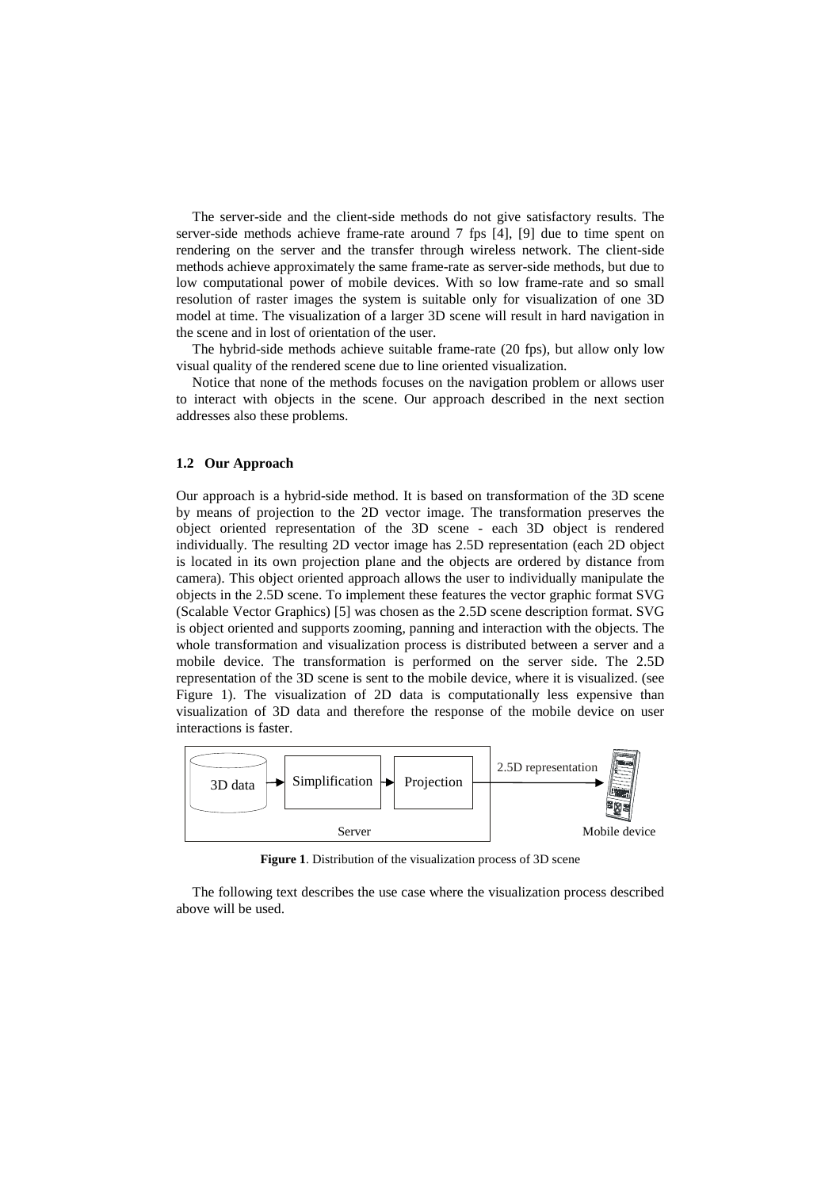The server-side and the client-side methods do not give satisfactory results. The server-side methods achieve frame-rate around 7 fps [4], [9] due to time spent on rendering on the server and the transfer through wireless network. The client-side methods achieve approximately the same frame-rate as server-side methods, but due to low computational power of mobile devices. With so low frame-rate and so small resolution of raster images the system is suitable only for visualization of one 3D model at time. The visualization of a larger 3D scene will result in hard navigation in the scene and in lost of orientation of the user.

The hybrid-side methods achieve suitable frame-rate (20 fps), but allow only low visual quality of the rendered scene due to line oriented visualization.

Notice that none of the methods focuses on the navigation problem or allows user to interact with objects in the scene. Our approach described in the next section addresses also these problems.

### 1.2 Our Approach

Our approach is a hybrid-side method. It is based on transformation of the 3D scene by means of projection to the 2D vector image. The transformation preserves the object oriented representation of the 3D scene - each 3D object is rendered individually. The resulting 2D vector image has 2.5D representation (each 2D object is located in its own projection plane and the objects are ordered by distance from camera). This object oriented approach allows the user to individually manipulate the objects in the 2.5D scene. To implement these features the vector graphic format SVG (Scalable Vector Graphics) [5] was chosen as the 2.5D scene description format. SVG is object oriented and supports zooming, panning and interaction with the objects. The whole transformation and visualization process is distributed between a server and a mobile device. The transformation is performed on the server side. The 2.5D representation of the 3D scene is sent to the mobile device, where it is visualized. (see Figure 1). The visualization of 2D data is computationally less expensive than visualization of 3D data and therefore the response of the mobile device on user interactions is faster.

3D data → Simplification → Projection → 2.5D representation → Mobile device

Server

**Figure 1**. Distribution of the visualization process of 3D scene

The following text describes the use case where the visualization process described above will be used.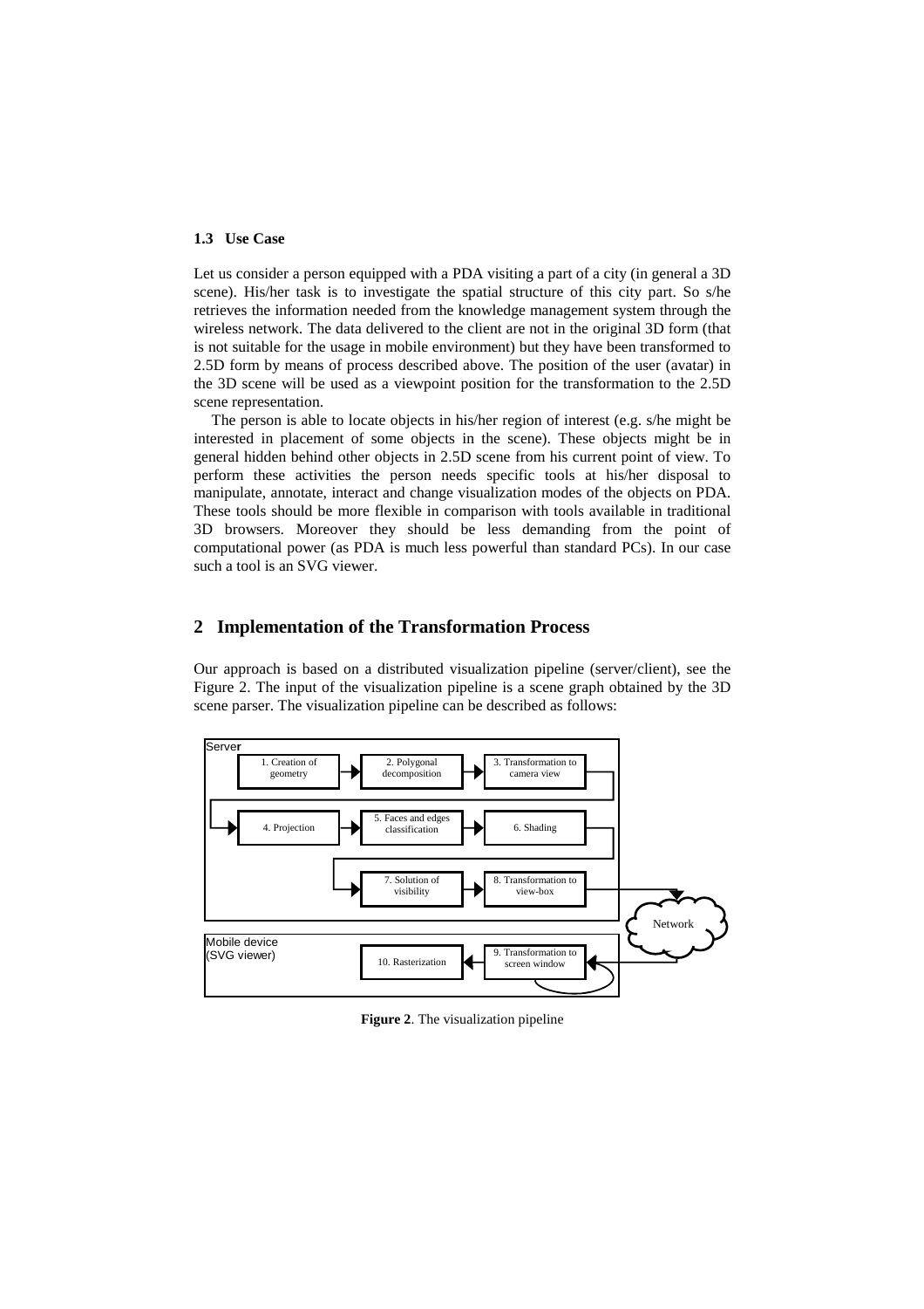### 1.3 Use Case

Let us consider a person equipped with a PDA visiting a part of a city (in general a 3D scene). His/her task is to investigate the spatial structure of this city part. So s/he retrieves the information needed from the knowledge management system through the wireless network. The data delivered to the client are not in the original 3D form (that is not suitable for the usage in mobile environment) but they have been transformed to 2.5D form by means of process described above. The position of the user (avatar) in the 3D scene will be used as a viewpoint position for the transformation to the 2.5D scene representation.

The person is able to locate objects in his/her region of interest (e.g. s/he might be interested in placement of some objects in the scene). These objects might be in general hidden behind other objects in 2.5D scene from his current point of view. To perform these activities the person needs specific tools at his/her disposal to manipulate, annotate, interact and change visualization modes of the objects on PDA. These tools should be more flexible in comparison with tools available in traditional 3D browsers. Moreover they should be less demanding from the point of computational power (as PDA is much less powerful than standard PCs). In our case such a tool is an SVG viewer.

## 2 Implementation of the Transformation Process

Our approach is based on a distributed visualization pipeline (server/client), see the Figure 2. The input of the visualization pipeline is a scene graph obtained by the 3D scene parser. The visualization pipeline can be described as follows:

Server: 1. Creation of geometry → 2. Polygonal decomposition → 3. Transformation to camera view → 4. Projection → 5. Faces and edges classification → 6. Shading → 7. Solution of visibility → 8. Transformation to view-box → Network

Mobile device (SVG viewer): 9. Transformation to screen window → 10. Rasterization

**Figure 2**. The visualization pipeline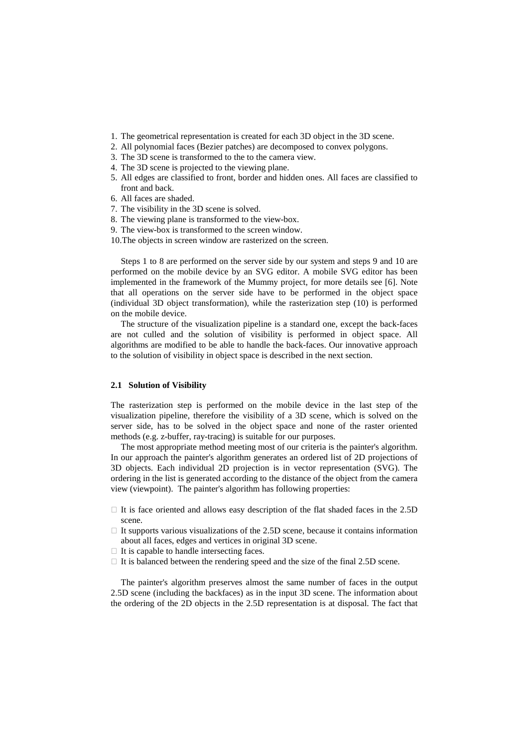1. The geometrical representation is created for each 3D object in the 3D scene.
2. All polynomial faces (Bezier patches) are decomposed to convex polygons.
3. The 3D scene is transformed to the to the camera view.
4. The 3D scene is projected to the viewing plane.
5. All edges are classified to front, border and hidden ones. All faces are classified to front and back.
6. All faces are shaded.
7. The visibility in the 3D scene is solved.
8. The viewing plane is transformed to the view-box.
9. The view-box is transformed to the screen window.
10. The objects in screen window are rasterized on the screen.

Steps 1 to 8 are performed on the server side by our system and steps 9 and 10 are performed on the mobile device by an SVG editor. A mobile SVG editor has been implemented in the framework of the Mummy project, for more details see [6]. Note that all operations on the server side have to be performed in the object space (individual 3D object transformation), while the rasterization step (10) is performed on the mobile device.

The structure of the visualization pipeline is a standard one, except the back-faces are not culled and the solution of visibility is performed in object space. All algorithms are modified to be able to handle the back-faces. Our innovative approach to the solution of visibility in object space is described in the next section.

### 2.1 Solution of Visibility

The rasterization step is performed on the mobile device in the last step of the visualization pipeline, therefore the visibility of a 3D scene, which is solved on the server side, has to be solved in the object space and none of the raster oriented methods (e.g. z-buffer, ray-tracing) is suitable for our purposes.

The most appropriate method meeting most of our criteria is the painter's algorithm. In our approach the painter's algorithm generates an ordered list of 2D projections of 3D objects. Each individual 2D projection is in vector representation (SVG). The ordering in the list is generated according to the distance of the object from the camera view (viewpoint). The painter's algorithm has following properties:

- It is face oriented and allows easy description of the flat shaded faces in the 2.5D scene.
- It supports various visualizations of the 2.5D scene, because it contains information about all faces, edges and vertices in original 3D scene.
- It is capable to handle intersecting faces.
- It is balanced between the rendering speed and the size of the final 2.5D scene.

The painter's algorithm preserves almost the same number of faces in the output 2.5D scene (including the backfaces) as in the input 3D scene. The information about the ordering of the 2D objects in the 2.5D representation is at disposal. The fact that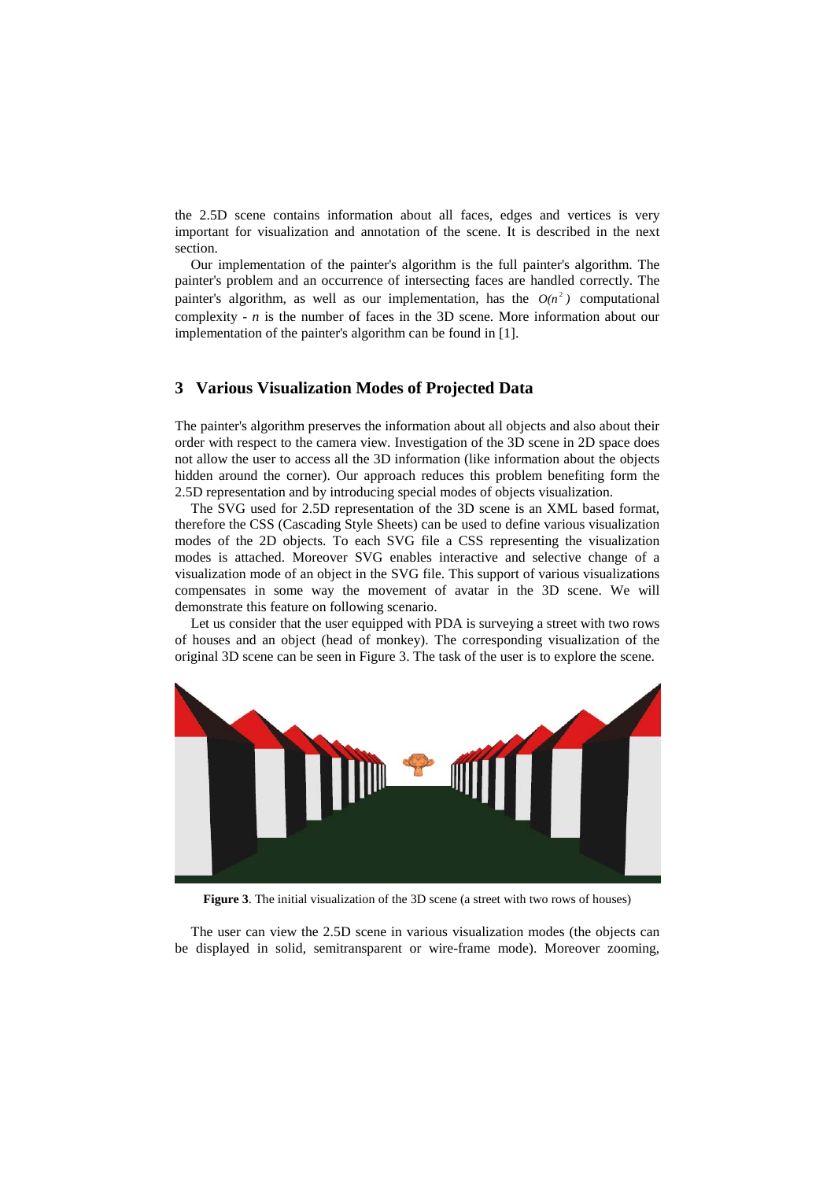the 2.5D scene contains information about all faces, edges and vertices is very important for visualization and annotation of the scene. It is described in the next section.

Our implementation of the painter's algorithm is the full painter's algorithm. The painter's problem and an occurrence of intersecting faces are handled correctly. The painter's algorithm, as well as our implementation, has the $O(n^2)$ computational complexity - $n$ is the number of faces in the 3D scene. More information about our implementation of the painter's algorithm can be found in [1].

## 3 Various Visualization Modes of Projected Data

The painter's algorithm preserves the information about all objects and also about their order with respect to the camera view. Investigation of the 3D scene in 2D space does not allow the user to access all the 3D information (like information about the objects hidden around the corner). Our approach reduces this problem benefiting form the 2.5D representation and by introducing special modes of objects visualization.

The SVG used for 2.5D representation of the 3D scene is an XML based format, therefore the CSS (Cascading Style Sheets) can be used to define various visualization modes of the 2D objects. To each SVG file a CSS representing the visualization modes is attached. Moreover SVG enables interactive and selective change of a visualization mode of an object in the SVG file. This support of various visualizations compensates in some way the movement of avatar in the 3D scene. We will demonstrate this feature on following scenario.

Let us consider that the user equipped with PDA is surveying a street with two rows of houses and an object (head of monkey). The corresponding visualization of the original 3D scene can be seen in Figure 3. The task of the user is to explore the scene.

**Figure 3**. The initial visualization of the 3D scene (a street with two rows of houses)

The user can view the 2.5D scene in various visualization modes (the objects can be displayed in solid, semitransparent or wire-frame mode). Moreover zooming,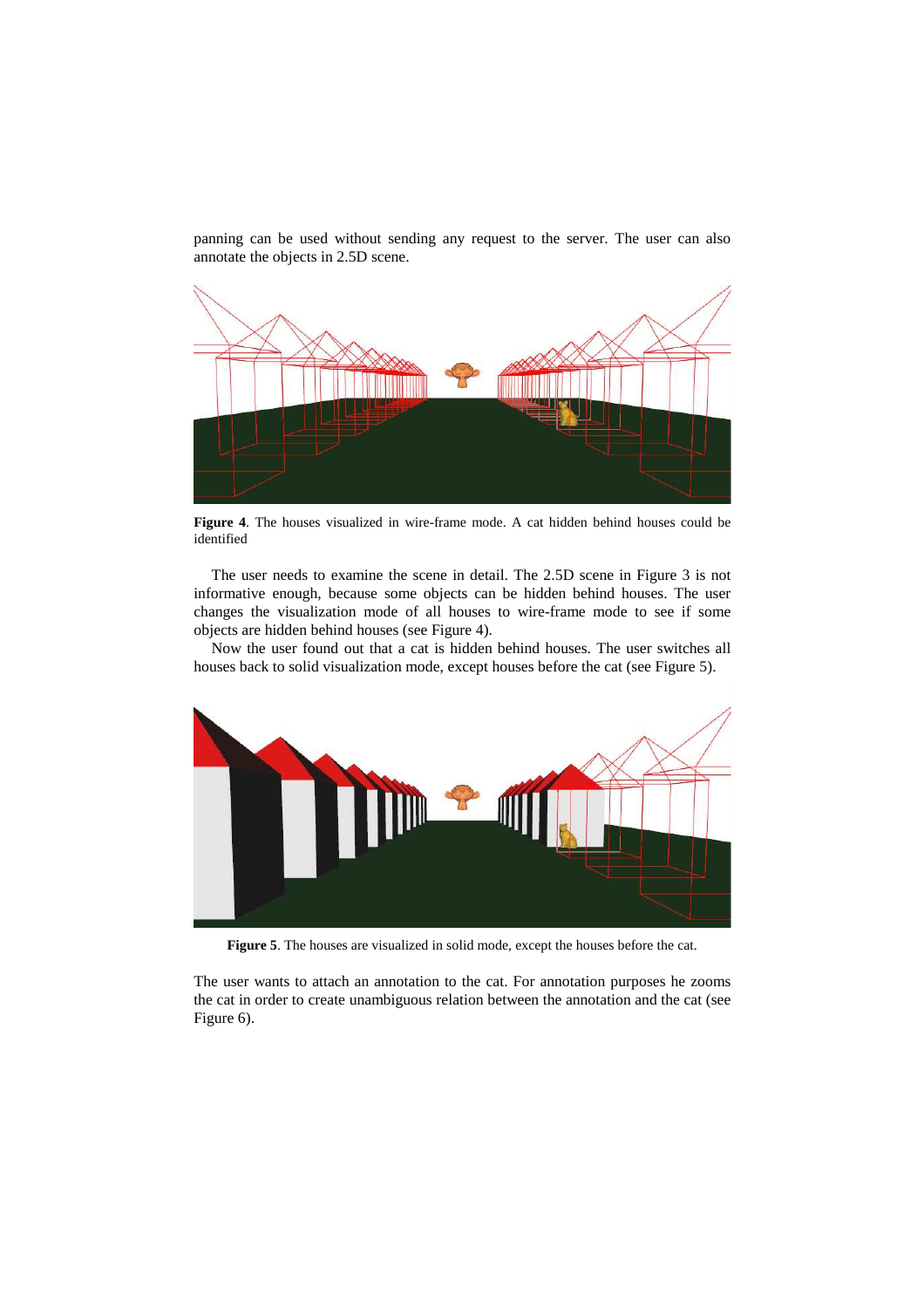panning can be used without sending any request to the server. The user can also annotate the objects in 2.5D scene.

**Figure 4**. The houses visualized in wire-frame mode. A cat hidden behind houses could be identified

The user needs to examine the scene in detail. The 2.5D scene in Figure 3 is not informative enough, because some objects can be hidden behind houses. The user changes the visualization mode of all houses to wire-frame mode to see if some objects are hidden behind houses (see Figure 4).

Now the user found out that a cat is hidden behind houses. The user switches all houses back to solid visualization mode, except houses before the cat (see Figure 5).

**Figure 5**. The houses are visualized in solid mode, except the houses before the cat.

The user wants to attach an annotation to the cat. For annotation purposes he zooms the cat in order to create unambiguous relation between the annotation and the cat (see Figure 6).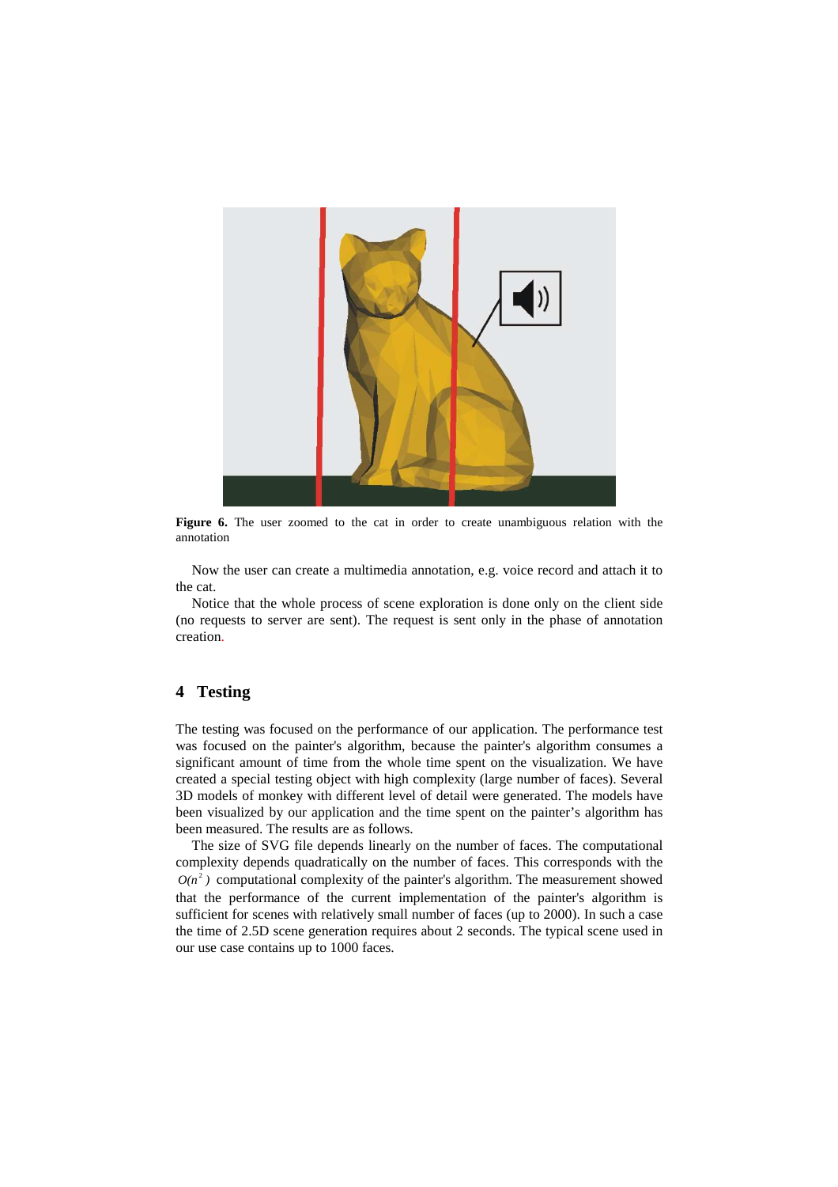**Figure 6.** The user zoomed to the cat in order to create unambiguous relation with the annotation

Now the user can create a multimedia annotation, e.g. voice record and attach it to the cat.

Notice that the whole process of scene exploration is done only on the client side (no requests to server are sent). The request is sent only in the phase of annotation creation.

## 4 Testing

The testing was focused on the performance of our application. The performance test was focused on the painter's algorithm, because the painter's algorithm consumes a significant amount of time from the whole time spent on the visualization. We have created a special testing object with high complexity (large number of faces). Several 3D models of monkey with different level of detail were generated. The models have been visualized by our application and the time spent on the painter's algorithm has been measured. The results are as follows.

The size of SVG file depends linearly on the number of faces. The computational complexity depends quadratically on the number of faces. This corresponds with the $O(n^2)$ computational complexity of the painter's algorithm. The measurement showed that the performance of the current implementation of the painter's algorithm is sufficient for scenes with relatively small number of faces (up to 2000). In such a case the time of 2.5D scene generation requires about 2 seconds. The typical scene used in our use case contains up to 1000 faces.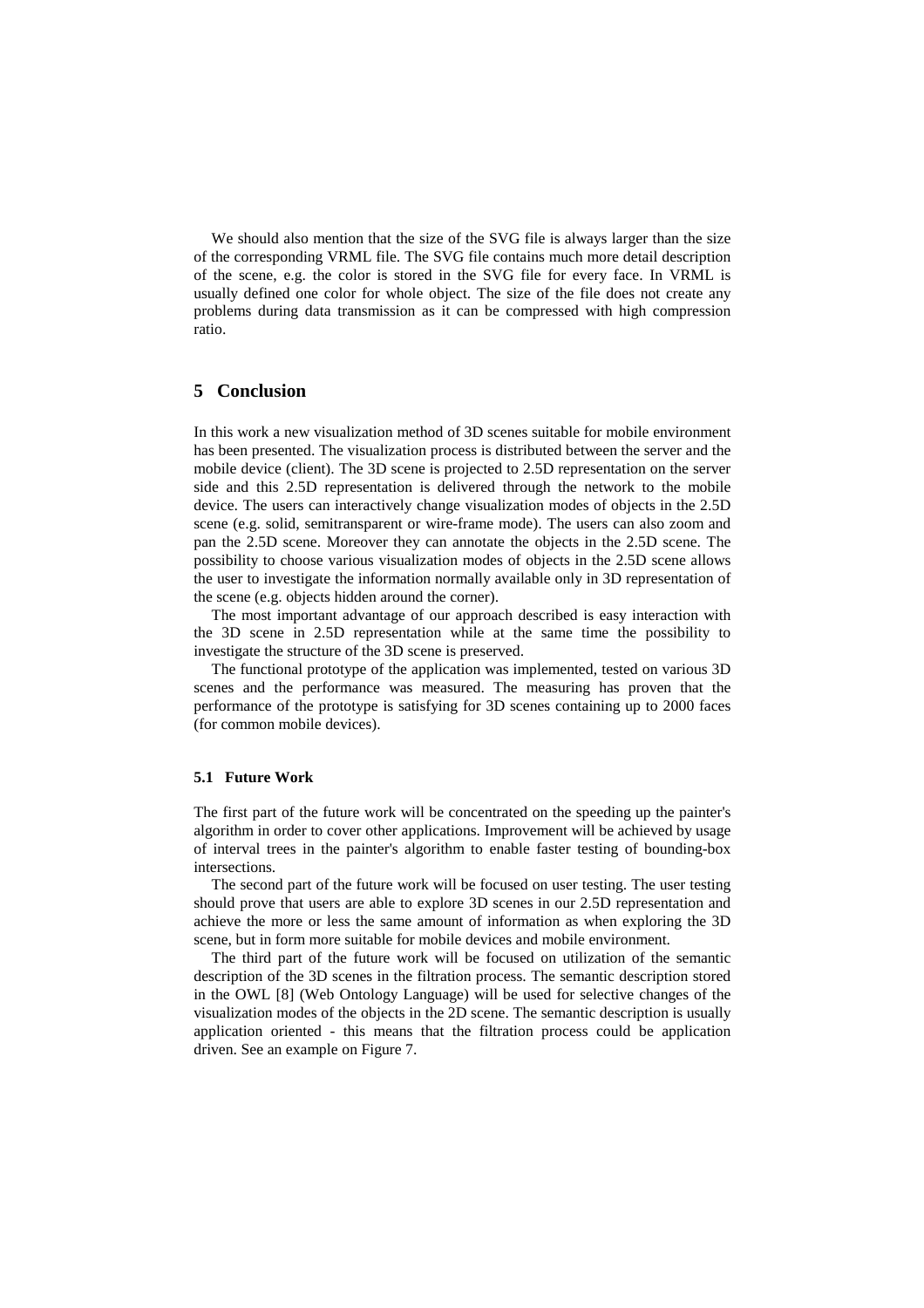We should also mention that the size of the SVG file is always larger than the size of the corresponding VRML file. The SVG file contains much more detail description of the scene, e.g. the color is stored in the SVG file for every face. In VRML is usually defined one color for whole object. The size of the file does not create any problems during data transmission as it can be compressed with high compression ratio.

## 5 Conclusion

In this work a new visualization method of 3D scenes suitable for mobile environment has been presented. The visualization process is distributed between the server and the mobile device (client). The 3D scene is projected to 2.5D representation on the server side and this 2.5D representation is delivered through the network to the mobile device. The users can interactively change visualization modes of objects in the 2.5D scene (e.g. solid, semitransparent or wire-frame mode). The users can also zoom and pan the 2.5D scene. Moreover they can annotate the objects in the 2.5D scene. The possibility to choose various visualization modes of objects in the 2.5D scene allows the user to investigate the information normally available only in 3D representation of the scene (e.g. objects hidden around the corner).

The most important advantage of our approach described is easy interaction with the 3D scene in 2.5D representation while at the same time the possibility to investigate the structure of the 3D scene is preserved.

The functional prototype of the application was implemented, tested on various 3D scenes and the performance was measured. The measuring has proven that the performance of the prototype is satisfying for 3D scenes containing up to 2000 faces (for common mobile devices).

### 5.1 Future Work

The first part of the future work will be concentrated on the speeding up the painter's algorithm in order to cover other applications. Improvement will be achieved by usage of interval trees in the painter's algorithm to enable faster testing of bounding-box intersections.

The second part of the future work will be focused on user testing. The user testing should prove that users are able to explore 3D scenes in our 2.5D representation and achieve the more or less the same amount of information as when exploring the 3D scene, but in form more suitable for mobile devices and mobile environment.

The third part of the future work will be focused on utilization of the semantic description of the 3D scenes in the filtration process. The semantic description stored in the OWL [8] (Web Ontology Language) will be used for selective changes of the visualization modes of the objects in the 2D scene. The semantic description is usually application oriented - this means that the filtration process could be application driven. See an example on Figure 7.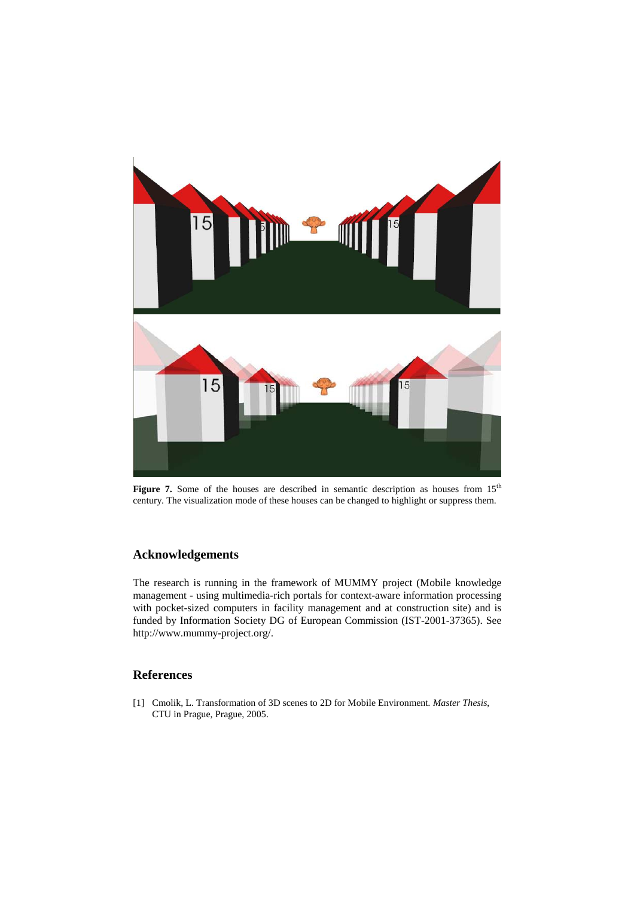**Figure 7.** Some of the houses are described in semantic description as houses from 15$^{th}$ century. The visualization mode of these houses can be changed to highlight or suppress them.

## Acknowledgements

The research is running in the framework of MUMMY project (Mobile knowledge management - using multimedia-rich portals for context-aware information processing with pocket-sized computers in facility management and at construction site) and is funded by Information Society DG of European Commission (IST-2001-37365). See http://www.mummy-project.org/.

## References

[1] Cmolik, L. Transformation of 3D scenes to 2D for Mobile Environment. *Master Thesis*, CTU in Prague, Prague, 2005.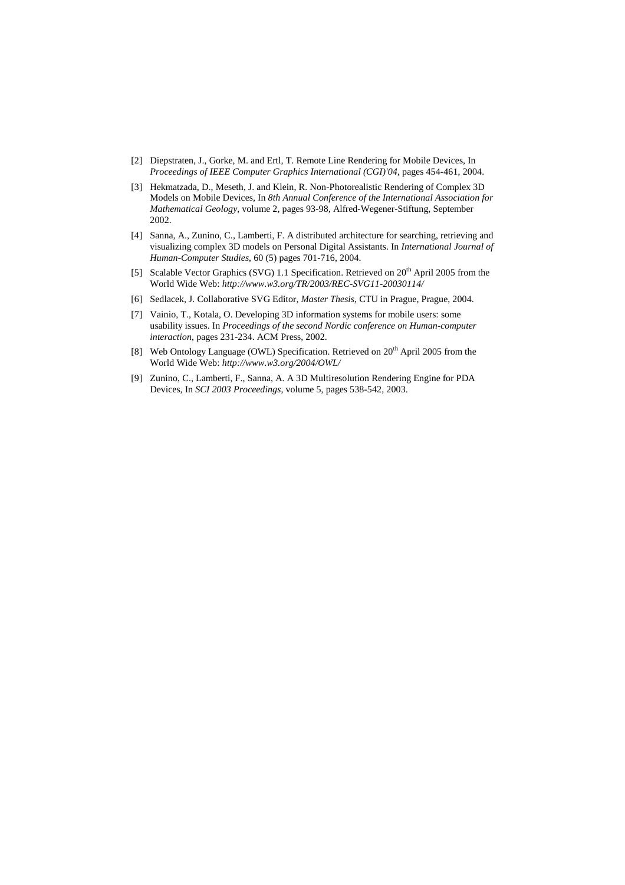[2] Diepstraten, J., Gorke, M. and Ertl, T. Remote Line Rendering for Mobile Devices, In *Proceedings of IEEE Computer Graphics International (CGI)'04*, pages 454-461, 2004.

[3] Hekmatzada, D., Meseth, J. and Klein, R. Non-Photorealistic Rendering of Complex 3D Models on Mobile Devices, In *8th Annual Conference of the International Association for Mathematical Geology*, volume 2, pages 93-98, Alfred-Wegener-Stiftung, September 2002.

[4] Sanna, A., Zunino, C., Lamberti, F. A distributed architecture for searching, retrieving and visualizing complex 3D models on Personal Digital Assistants. In *International Journal of Human-Computer Studies*, 60 (5) pages 701-716, 2004.

[5] Scalable Vector Graphics (SVG) 1.1 Specification. Retrieved on 20th April 2005 from the World Wide Web: *http://www.w3.org/TR/2003/REC-SVG11-20030114/*

[6] Sedlacek, J. Collaborative SVG Editor, *Master Thesis*, CTU in Prague, Prague, 2004.

[7] Vainio, T., Kotala, O. Developing 3D information systems for mobile users: some usability issues. In *Proceedings of the second Nordic conference on Human-computer interaction*, pages 231-234. ACM Press, 2002.

[8] Web Ontology Language (OWL) Specification. Retrieved on 20th April 2005 from the World Wide Web: *http://www.w3.org/2004/OWL/*

[9] Zunino, C., Lamberti, F., Sanna, A. A 3D Multiresolution Rendering Engine for PDA Devices, In *SCI 2003 Proceedings*, volume 5, pages 538-542, 2003.